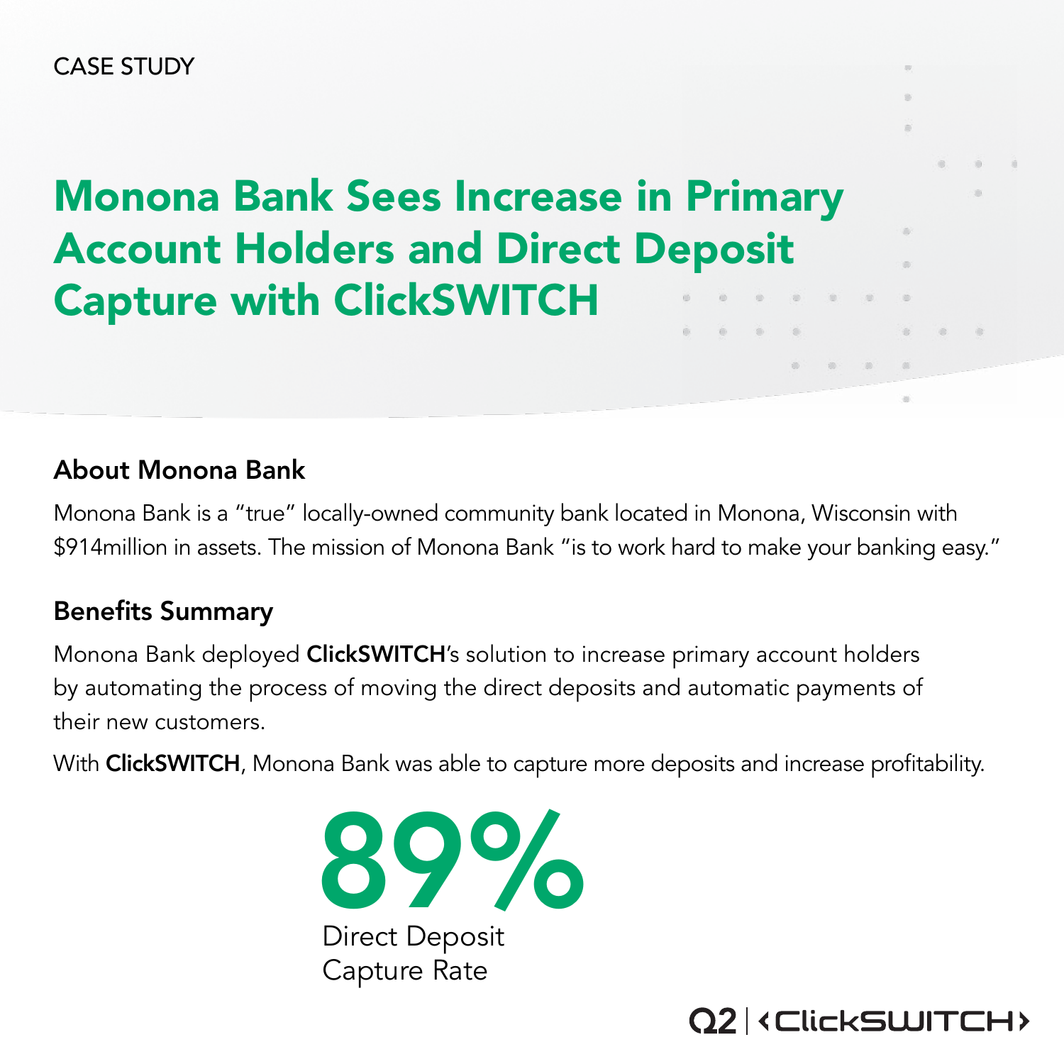CASE STUDY

# Monona Bank Sees Increase in Primary Account Holders and Direct Deposit Capture with ClickSWITCH

## About Monona Bank

Monona Bank is a "true" locally-owned community bank located in Monona, Wisconsin with $914million in assets. The mission of Monona Bank "is to work hard to make your banking easy."

## Benefits Summary

Monona Bank deployed **ClickSWITCH**'s solution to increase primary account holders by automating the process of moving the direct deposits and automatic payments of their new customers.

With **ClickSWITCH**, Monona Bank was able to capture more deposits and increase profitability.

**89%**

Direct Deposit Capture Rate

Q2 | ‹ClickSWITCH›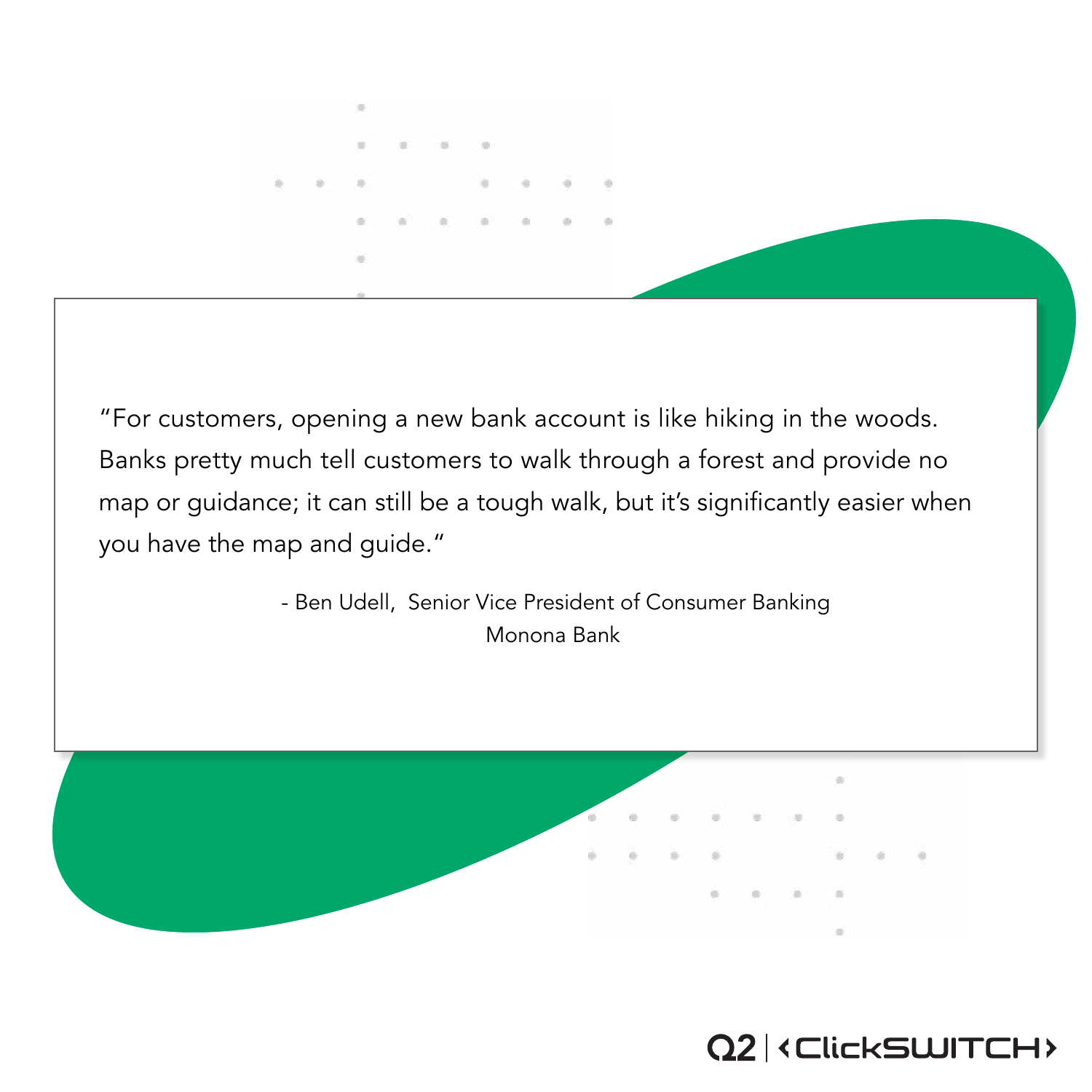"For customers, opening a new bank account is like hiking in the woods. Banks pretty much tell customers to walk through a forest and provide no map or guidance; it can still be a tough walk, but it's significantly easier when you have the map and guide."

- Ben Udell, Senior Vice President of Consumer Banking
Monona Bank

Q2 | ‹ClickSWITCH›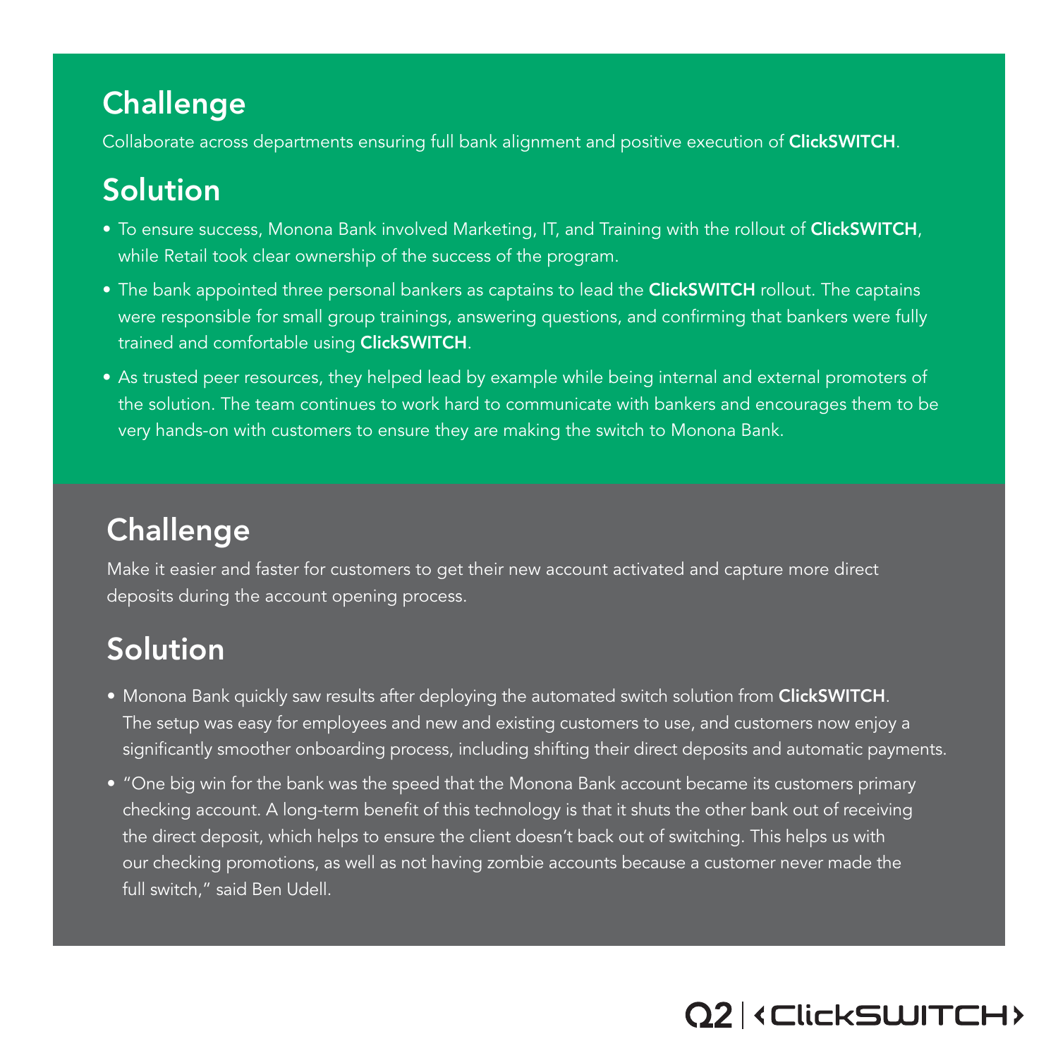## Challenge

Collaborate across departments ensuring full bank alignment and positive execution of **ClickSWITCH**.

## Solution

- To ensure success, Monona Bank involved Marketing, IT, and Training with the rollout of **ClickSWITCH**, while Retail took clear ownership of the success of the program.
- The bank appointed three personal bankers as captains to lead the **ClickSWITCH** rollout. The captains were responsible for small group trainings, answering questions, and confirming that bankers were fully trained and comfortable using **ClickSWITCH**.
- As trusted peer resources, they helped lead by example while being internal and external promoters of the solution. The team continues to work hard to communicate with bankers and encourages them to be very hands-on with customers to ensure they are making the switch to Monona Bank.

## Challenge

Make it easier and faster for customers to get their new account activated and capture more direct deposits during the account opening process.

## Solution

- Monona Bank quickly saw results after deploying the automated switch solution from **ClickSWITCH**. The setup was easy for employees and new and existing customers to use, and customers now enjoy a significantly smoother onboarding process, including shifting their direct deposits and automatic payments.
- "One big win for the bank was the speed that the Monona Bank account became its customers primary checking account. A long-term benefit of this technology is that it shuts the other bank out of receiving the direct deposit, which helps to ensure the client doesn't back out of switching. This helps us with our checking promotions, as well as not having zombie accounts because a customer never made the full switch," said Ben Udell.

Q2 | ‹ClickSWITCH›